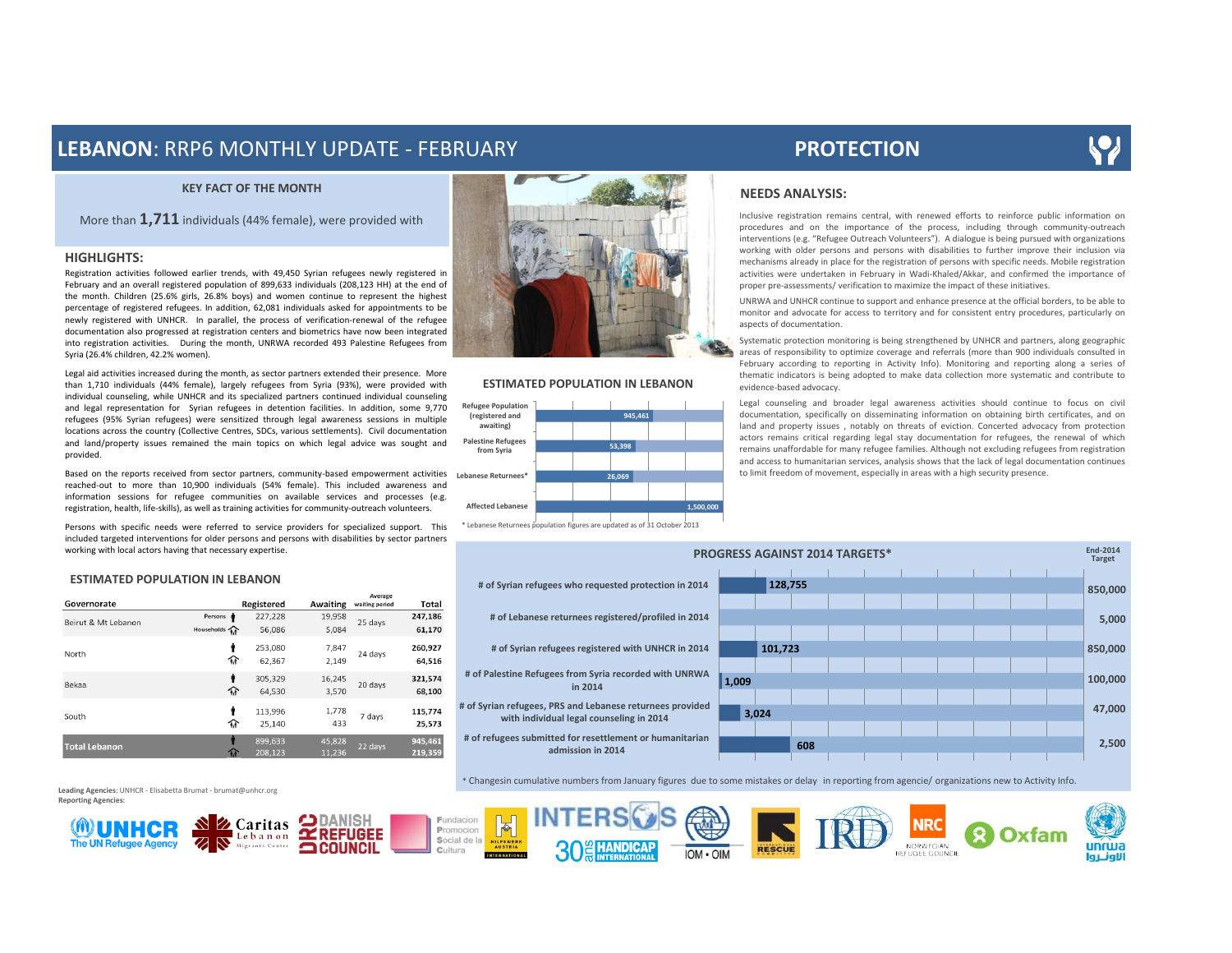# LEBANON: RRP6 MONTHLY UPDATE - FEBRUARY

# PROTECTION

### KEY FACT OF THE MONTH

More than **1,711** individuals (44% female), were provided with

## HIGHLIGHTS:

Registration activities followed earlier trends, with 49,450 Syrian refugees newly registered in February and an overall registered population of 899,633 individuals (208,123 HH) at the end of the month. Children (25.6% girls, 26.8% boys) and women continue to represent the highest percentage of registered refugees. In addition, 62,081 individuals asked for appointments to be newly registered with UNHCR. In parallel, the process of verification-renewal of the refugee documentation also progressed at registration centers and biometrics have now been integrated into registration activities. During the month, UNRWA recorded 493 Palestine Refugees from Syria (26.4% children, 42.2% women).

Legal aid activities increased during the month, as sector partners extended their presence. More than 1,710 individuals (44% female), largely refugees from Syria (93%), were provided with individual counseling, while UNHCR and its specialized partners continued individual counseling and legal representation for Syrian refugees in detention facilities. In addition, some 9,770 refugees (95% Syrian refugees) were sensitized through legal awareness sessions in multiple locations across the country (Collective Centres, SDCs, various settlements). Civil documentation and land/property issues remained the main topics on which legal advice was sought and provided.

Based on the reports received from sector partners, community-based empowerment activities reached-out to more than 10,900 individuals (54% female). This included awareness and information sessions for refugee communities on available services and processes (e.g. registration, health, life-skills), as well as training activities for community-outreach volunteers.

Persons with specific needs were referred to service providers for specialized support. This included targeted interventions for older persons and persons with disabilities by sector partners working with local actors having that necessary expertise.

### ESTIMATED POPULATION IN LEBANON

| Governorate | | Registered | Awaiting | Average waiting period | Total |
|---|---|---|---|---|---|
| Beirut & Mt Lebanon | Persons | 227,228 | 19,958 | 25 days | 247,186 |
| | Households | 56,086 | 5,084 | | 61,170 |
| North | Persons | 253,080 | 7,847 | 24 days | 260,927 |
| | Households | 62,367 | 2,149 | | 64,516 |
| Bekaa | Persons | 305,329 | 16,245 | 20 days | 321,574 |
| | Households | 64,530 | 3,570 | | 68,100 |
| South | Persons | 113,996 | 1,778 | 7 days | 115,774 |
| | Households | 25,140 | 433 | | 25,573 |
| **Total Lebanon** | Persons | 899,633 | 45,828 | 22 days | 945,461 |
| | Households | 208,123 | 11,236 | | 219,359 |

### ESTIMATED POPULATION IN LEBANON

Refugee Population (registered and awaiting) 945,461
Palestine Refugees from Syria 53,398
Lebanese Returnees* 26,069
Affected Lebanese 1,500,000

* Lebanese Returnees population figures are updated as of 31 October 2013

## NEEDS ANALYSIS:

Inclusive registration remains central, with renewed efforts to reinforce public information on procedures and on the importance of the process, including through community-outreach interventions (e.g. "Refugee Outreach Volunteers"). A dialogue is being pursued with organizations working with older persons and persons with disabilities to further improve their inclusion via mechanisms already in place for the registration of persons with specific needs. Mobile registration activities were undertaken in February in Wadi-Khaled/Akkar, and confirmed the importance of proper pre-assessments/ verification to maximize the impact of these initiatives.

UNRWA and UNHCR continue to support and enhance presence at the official borders, to be able to monitor and advocate for access to territory and for consistent entry procedures, particularly on aspects of documentation.

Systematic protection monitoring is being strengthened by UNHCR and partners, along geographic areas of responsibility to optimize coverage and referrals (more than 900 individuals consulted in February according to reporting in Activity Info). Monitoring and reporting along a series of thematic indicators is being adopted to make data collection more systematic and contribute to evidence-based advocacy.

Legal counseling and broader legal awareness activities should continue to focus on civil documentation, specifically on disseminating information on obtaining birth certificates, and on land and property issues , notably on threats of eviction. Concerted advocacy from protection actors remains critical regarding legal stay documentation for refugees, the renewal of which remains unaffordable for many refugee families. Although not excluding refugees from registration and access to humanitarian services, analysis shows that the lack of legal documentation continues to limit freedom of movement, especially in areas with a high security presence.

### PROGRESS AGAINST 2014 TARGETS*

End-2014 Target

# of Syrian refugees who requested protection in 2014: 128,755 — 850,000
# of Lebanese returnees registered/profiled in 2014 — 5,000
# of Syrian refugees registered with UNHCR in 2014: 101,723 — 850,000
# of Palestine Refugees from Syria recorded with UNRWA in 2014: 1,009 — 100,000
# of Syrian refugees, PRS and Lebanese returnees provided with individual legal counseling in 2014: 3,024 — 47,000
# of refugees submitted for resettlement or humanitarian admission in 2014: 608 — 2,500

* Changesin cumulative numbers from January figures due to some mistakes or delay in reporting from agencie/ organizations new to Activity Info.

**Leading Agencies**: UNHCR - Elisabetta Brumat - brumat@unhcr.org
**Reporting Agencies:**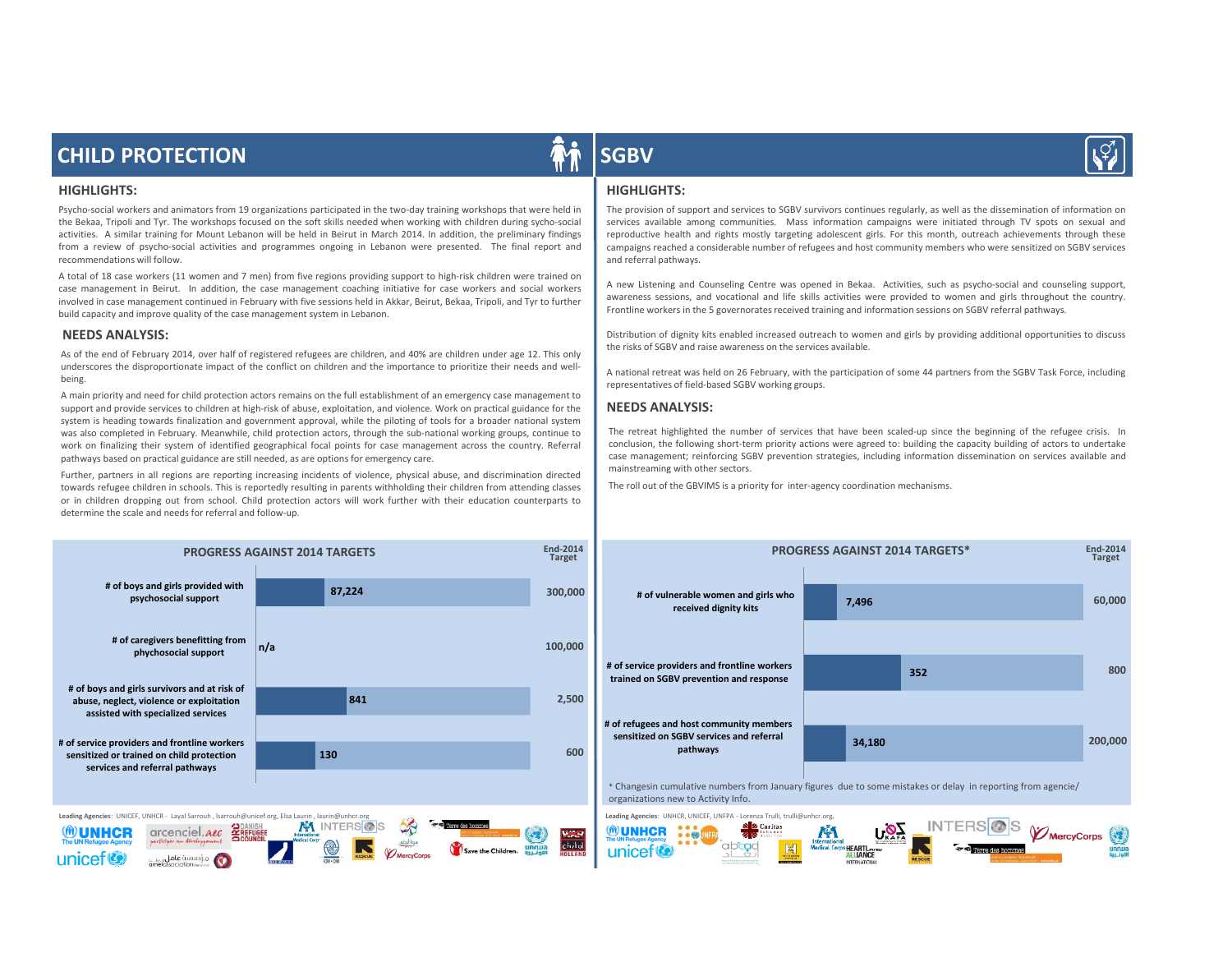# CHILD PROTECTION

## HIGHLIGHTS:

Psycho-social workers and animators from 19 organizations participated in the two-day training workshops that were held in the Bekaa, Tripoli and Tyr. The workshops focused on the soft skills needed when working with children during sycho-social activities. A similar training for Mount Lebanon will be held in Beirut in March 2014. In addition, the preliminary findings from a review of psycho-social activities and programmes ongoing in Lebanon were presented. The final report and recommendations will follow.

A total of 18 case workers (11 women and 7 men) from five regions providing support to high-risk children were trained on case management in Beirut. In addition, the case management coaching initiative for case workers and social workers involved in case management continued in February with five sessions held in Akkar, Beirut, Bekaa, Tripoli, and Tyr to further build capacity and improve quality of the case management system in Lebanon.

## NEEDS ANALYSIS:

As of the end of February 2014, over half of registered refugees are children, and 40% are children under age 12. This only underscores the disproportionate impact of the conflict on children and the importance to prioritize their needs and well-being.

A main priority and need for child protection actors remains on the full establishment of an emergency case management to support and provide services to children at high-risk of abuse, exploitation, and violence. Work on practical guidance for the system is heading towards finalization and government approval, while the piloting of tools for a broader national system was also completed in February. Meanwhile, child protection actors, through the sub-national working groups, continue to work on finalizing their system of identified geographical focal points for case management across the country. Referral pathways based on practical guidance are still needed, as are options for emergency care.

Further, partners in all regions are reporting increasing incidents of violence, physical abuse, and discrimination directed towards refugee children in schools. This is reportedly resulting in parents withholding their children from attending classes or in children dropping out from school. Child protection actors will work further with their education counterparts to determine the scale and needs for referral and follow-up.

### PROGRESS AGAINST 2014 TARGETS

End-2014 Target

# of boys and girls provided with psychosocial support
87,224
300,000

# of caregivers benefitting from phychosocial support
n/a
100,000

# of boys and girls survivors and at risk of abuse, neglect, violence or exploitation assisted with specialized services
841
2,500

# of service providers and frontline workers sensitized or trained on child protection services and referral pathways
130
600

**Leading Agencies**: UNICEF, UNHCR - Layal Sarrouh, lsarrouh@unicef.org, Elsa Laurin, laurin@unhcr.org

# SGBV

## HIGHLIGHTS:

The provision of support and services to SGBV survivors continues regularly, as well as the dissemination of information on services available among communities. Mass information campaigns were initiated through TV spots on sexual and reproductive health and rights mostly targeting adolescent girls. For this month, outreach achievements through these campaigns reached a considerable number of refugees and host community members who were sensitized on SGBV services and referral pathways.

A new Listening and Counseling Centre was opened in Bekaa. Activities, such as psycho-social and counseling support, awareness sessions, and vocational and life skills activities were provided to women and girls throughout the country. Frontline workers in the 5 governorates received training and information sessions on SGBV referral pathways.

Distribution of dignity kits enabled increased outreach to women and girls by providing additional opportunities to discuss the risks of SGBV and raise awareness on the services available.

A national retreat was held on 26 February, with the participation of some 44 partners from the SGBV Task Force, including representatives of field-based SGBV working groups.

## NEEDS ANALYSIS:

The retreat highlighted the number of services that have been scaled-up since the beginning of the refugee crisis. In conclusion, the following short-term priority actions were agreed to: building the capacity building of actors to undertake case management; reinforcing SGBV prevention strategies, including information dissemination on services available and mainstreaming with other sectors.

The roll out of the GBVIMS is a priority for inter-agency coordination mechanisms.

### PROGRESS AGAINST 2014 TARGETS*

End-2014 Target

# of vulnerable women and girls who received dignity kits
7,496
60,000

# of service providers and frontline workers trained on SGBV prevention and response
352
800

# of refugees and host community members sensitized on SGBV services and referral pathways
34,180
200,000

* Changesin cumulative numbers from January figures due to some mistakes or delay in reporting from agencie/ organizations new to Activity Info.

**Leading Agencies**: UNHCR, UNICEF, UNFPA - Lorenza Trulli, trulli@unhcr.org.